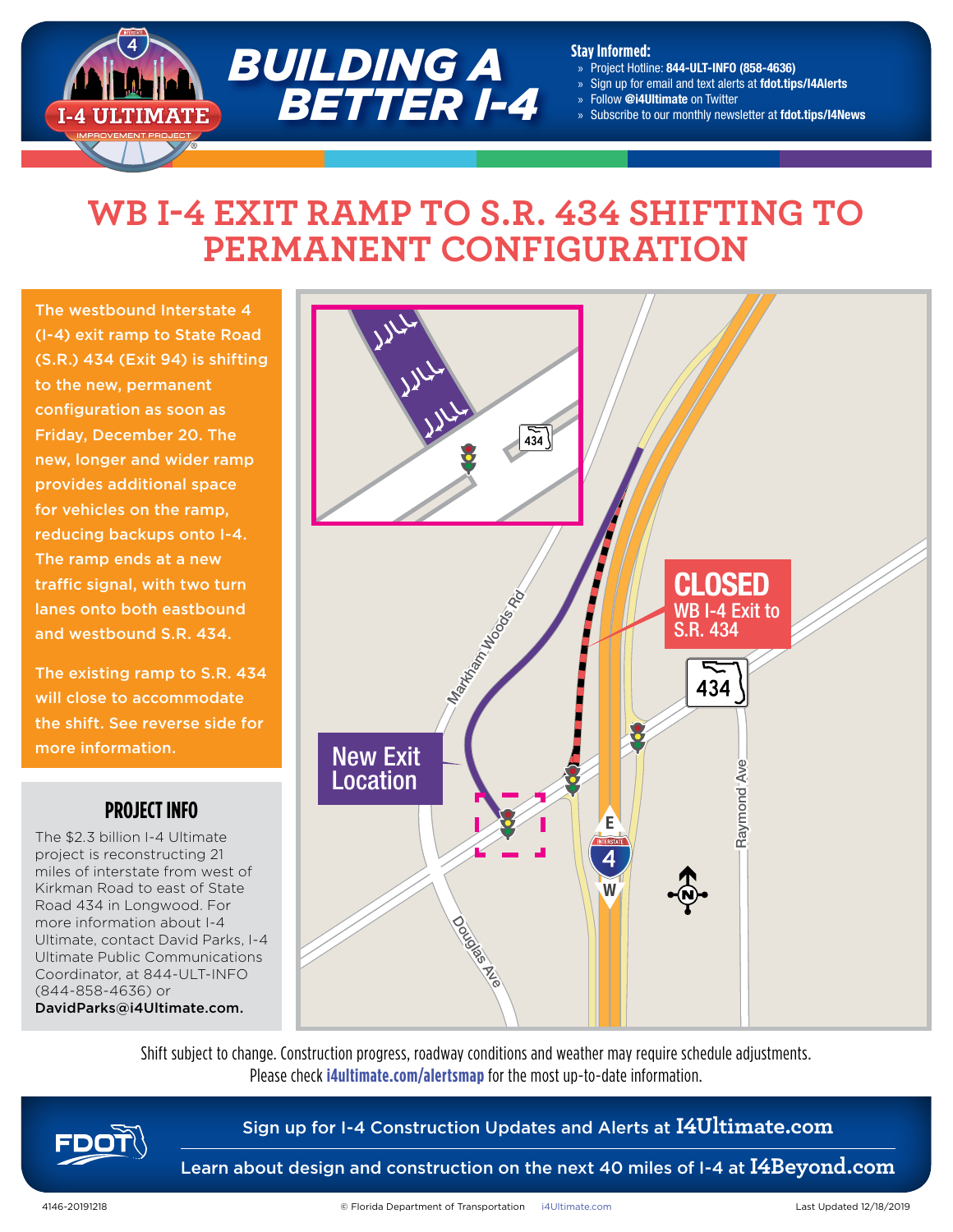# BUILDING A BETTER I-4

I-4 ULTIMATE IMPROVEMENT PROJECT

**Stay Informed:**

- Project Hotline: **844-ULT-INFO (858-4636)**
- Sign up for email and text alerts at **fdot.tips/I4Alerts**
- Follow **@i4Ultimate** on Twitter
- Subscribe to our monthly newsletter at **fdot.tips/I4News**

## WB I-4 EXIT RAMP TO S.R. 434 SHIFTING TO PERMANENT CONFIGURATION

The westbound Interstate 4 (I-4) exit ramp to State Road (S.R.) 434 (Exit 94) is shifting to the new, permanent configuration as soon as Friday, December 20. The new, longer and wider ramp provides additional space for vehicles on the ramp, reducing backups onto I-4. The ramp ends at a new traffic signal, with two turn lanes onto both eastbound and westbound S.R. 434.

The existing ramp to S.R. 434 will close to accommodate the shift. See reverse side for more information.

**CLOSED** WB I-4 Exit to S.R. 434

New Exit Location

Markham Woods Rd · Douglas Ave · Raymond Ave · 434 · I-4 E / W

### PROJECT INFO

The $2.3 billion I-4 Ultimate project is reconstructing 21 miles of interstate from west of Kirkman Road to east of State Road 434 in Longwood. For more information about I-4 Ultimate, contact David Parks, I-4 Ultimate Public Communications Coordinator, at 844-ULT-INFO (844-858-4636) or **DavidParks@i4Ultimate.com.**

Shift subject to change. Construction progress, roadway conditions and weather may require schedule adjustments. Please check **i4ultimate.com/alertsmap** for the most up-to-date information.

Sign up for I-4 Construction Updates and Alerts at **I4Ultimate.com**

Learn about design and construction on the next 40 miles of I-4 at **I4Beyond.com**

4146-20191218 © Florida Department of Transportation i4Ultimate.com Last Updated 12/18/2019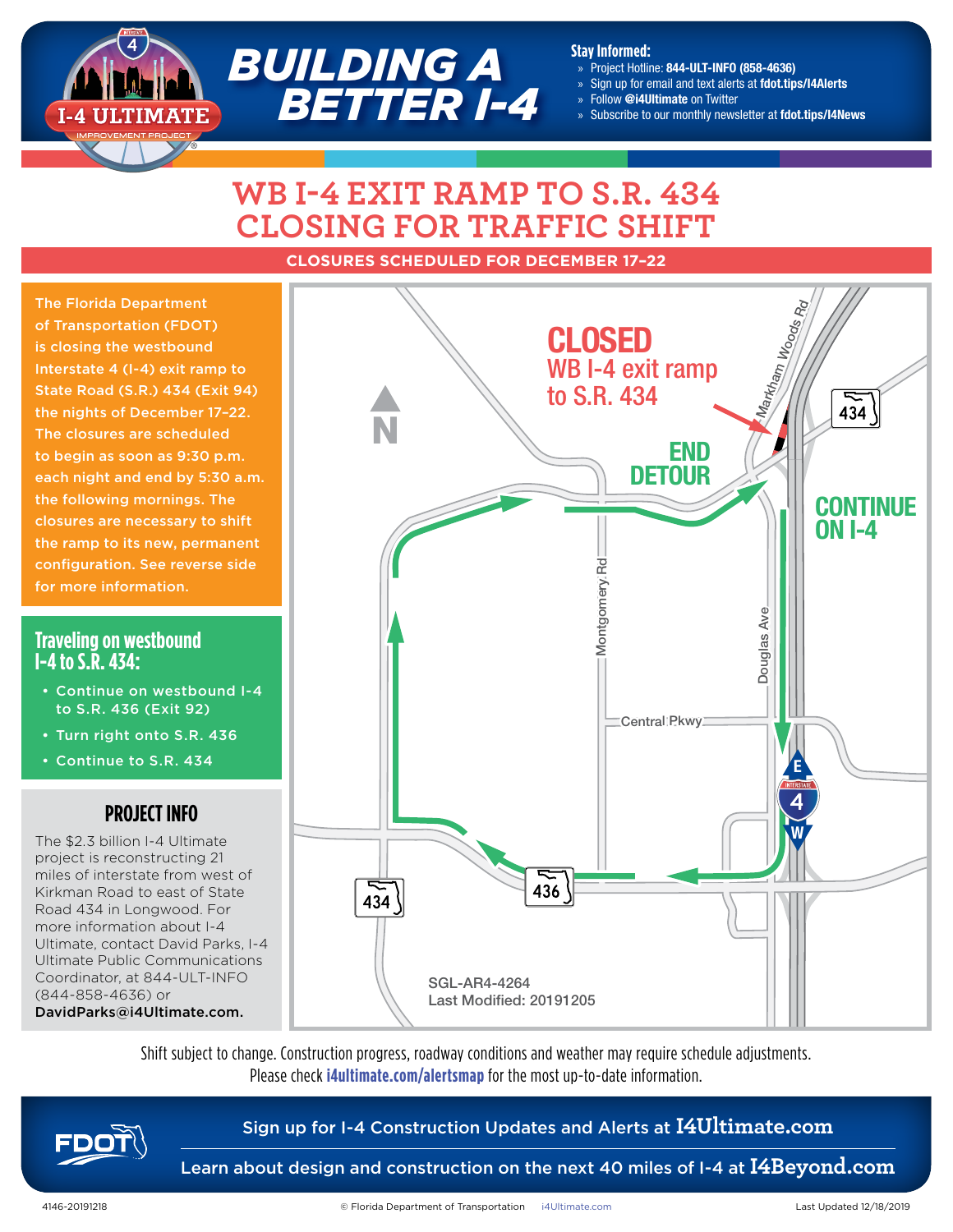# BUILDING A BETTER I-4

I-4 ULTIMATE IMPROVEMENT PROJECT

**Stay Informed:**

- Project Hotline: **844-ULT-INFO (858-4636)**
- Sign up for email and text alerts at **fdot.tips/I4Alerts**
- Follow **@i4Ultimate** on Twitter
- Subscribe to our monthly newsletter at **fdot.tips/I4News**

# WB I-4 EXIT RAMP TO S.R. 434 CLOSING FOR TRAFFIC SHIFT

**CLOSURES SCHEDULED FOR DECEMBER 17–22**

The Florida Department of Transportation (FDOT) is closing the westbound Interstate 4 (I-4) exit ramp to State Road (S.R.) 434 (Exit 94) the nights of December 17–22. The closures are scheduled to begin as soon as 9:30 p.m. each night and end by 5:30 a.m. the following mornings. The closures are necessary to shift the ramp to its new, permanent configuration. See reverse side for more information.

## Traveling on westbound I-4 to S.R. 434:

- Continue on westbound I-4 to S.R. 436 (Exit 92)
- Turn right onto S.R. 436
- Continue to S.R. 434

## PROJECT INFO

The $2.3 billion I-4 Ultimate project is reconstructing 21 miles of interstate from west of Kirkman Road to east of State Road 434 in Longwood. For more information about I-4 Ultimate, contact David Parks, I-4 Ultimate Public Communications Coordinator, at 844-ULT-INFO (844-858-4636) or DavidParks@i4Ultimate.com.

CLOSED
WB I-4 exit ramp to S.R. 434

END DETOUR

CONTINUE ON I-4

N

Markham Woods Rd

434

Montgomery Rd

Douglas Ave

Central Pkwy

E
4
W

434

436

SGL-AR4-4264
Last Modified: 20191205

Shift subject to change. Construction progress, roadway conditions and weather may require schedule adjustments. Please check **i4ultimate.com/alertsmap** for the most up-to-date information.

FDOT

Sign up for I-4 Construction Updates and Alerts at **I4Ultimate.com**

Learn about design and construction on the next 40 miles of I-4 at **I4Beyond.com**

4146-20191218 © Florida Department of Transportation i4Ultimate.com Last Updated 12/18/2019